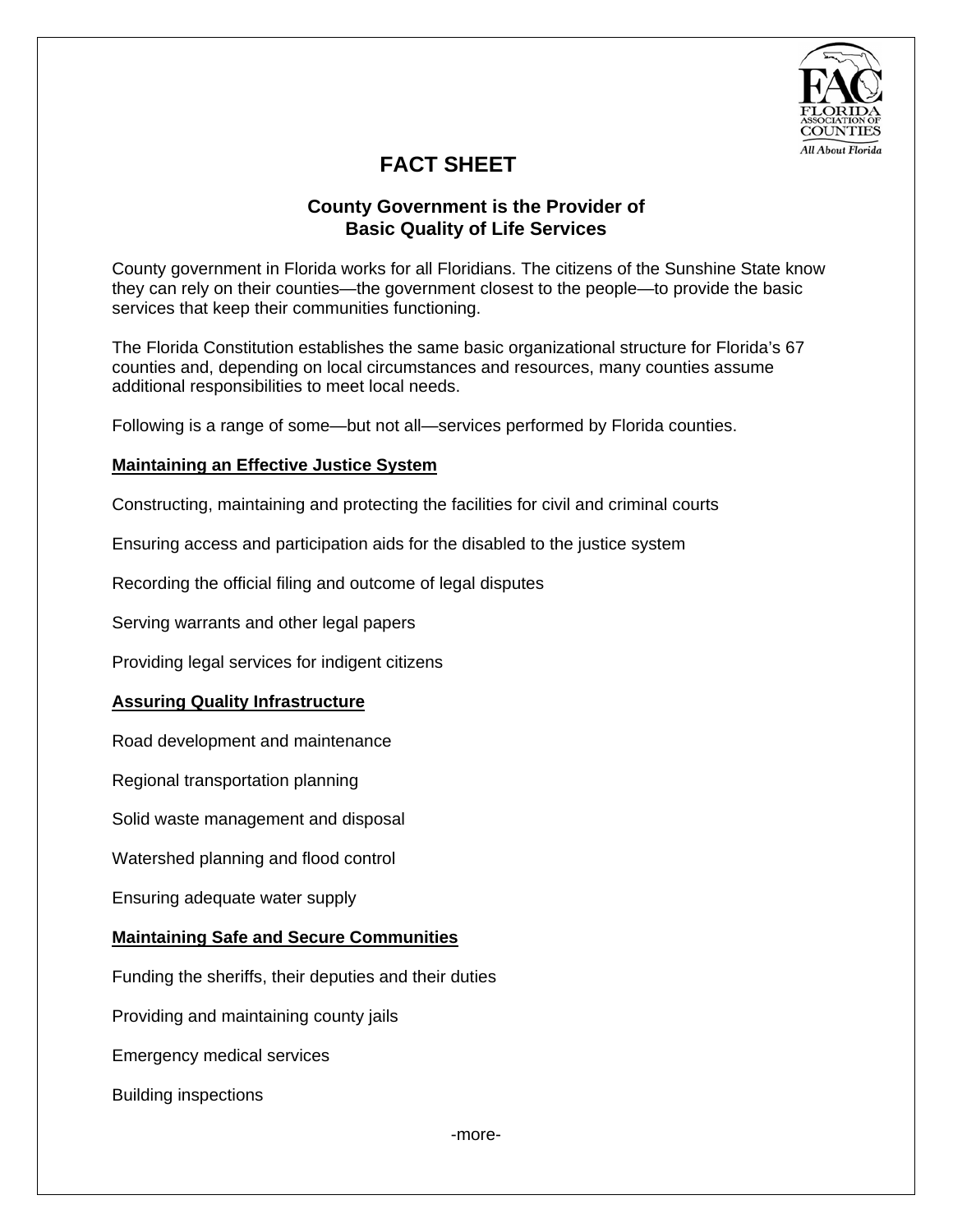# FACT SHEET

## County Government is the Provider of Basic Quality of Life Services

County government in Florida works for all Floridians. The citizens of the Sunshine State know they can rely on their counties—the government closest to the people—to provide the basic services that keep their communities functioning.

The Florida Constitution establishes the same basic organizational structure for Florida's 67 counties and, depending on local circumstances and resources, many counties assume additional responsibilities to meet local needs.

Following is a range of some—but not all—services performed by Florida counties.

### Maintaining an Effective Justice System

Constructing, maintaining and protecting the facilities for civil and criminal courts

Ensuring access and participation aids for the disabled to the justice system

Recording the official filing and outcome of legal disputes

Serving warrants and other legal papers

Providing legal services for indigent citizens

### Assuring Quality Infrastructure

Road development and maintenance

Regional transportation planning

Solid waste management and disposal

Watershed planning and flood control

Ensuring adequate water supply

### Maintaining Safe and Secure Communities

Funding the sheriffs, their deputies and their duties

Providing and maintaining county jails

Emergency medical services

Building inspections

-more-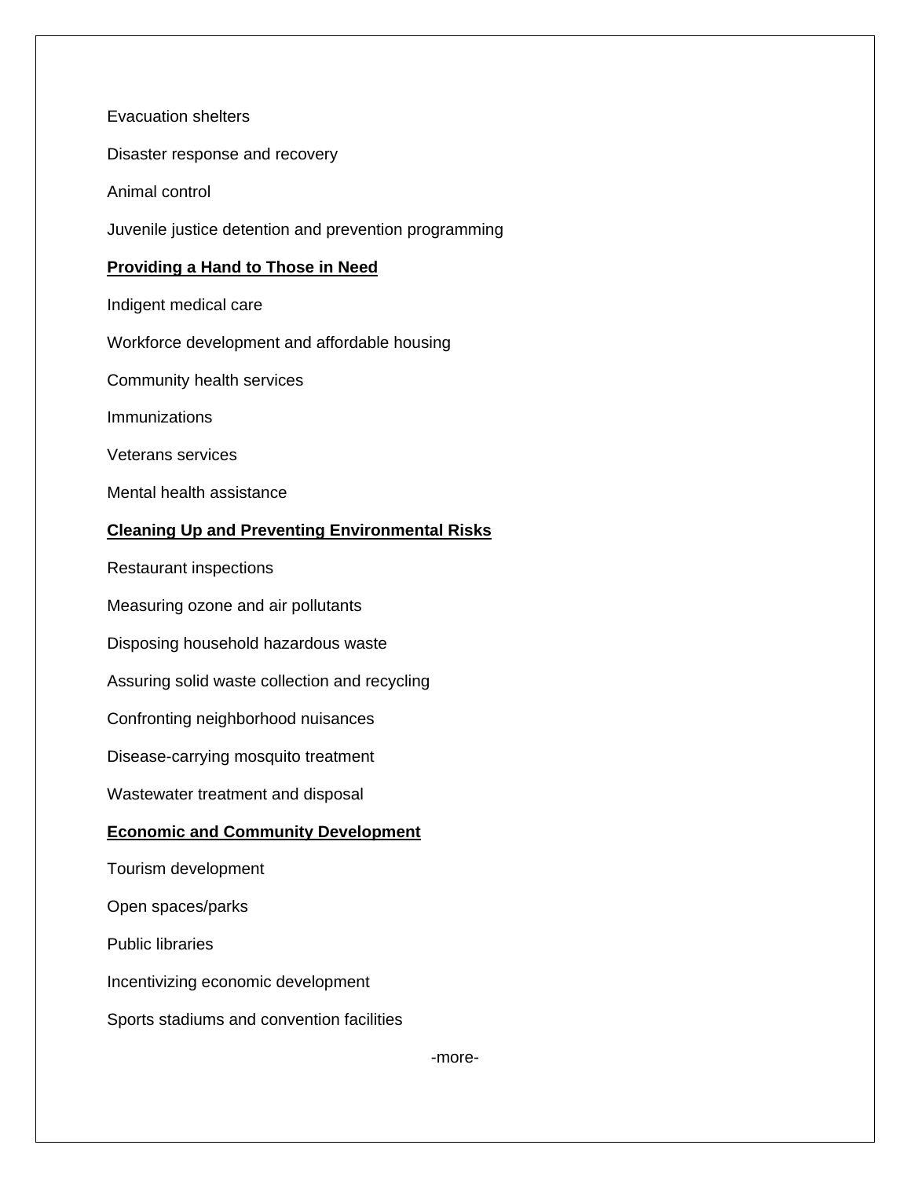Evacuation shelters

Disaster response and recovery

Animal control

Juvenile justice detention and prevention programming

**Providing a Hand to Those in Need**

Indigent medical care

Workforce development and affordable housing

Community health services

Immunizations

Veterans services

Mental health assistance

**Cleaning Up and Preventing Environmental Risks**

Restaurant inspections

Measuring ozone and air pollutants

Disposing household hazardous waste

Assuring solid waste collection and recycling

Confronting neighborhood nuisances

Disease-carrying mosquito treatment

Wastewater treatment and disposal

**Economic and Community Development**

Tourism development

Open spaces/parks

Public libraries

Incentivizing economic development

Sports stadiums and convention facilities

-more-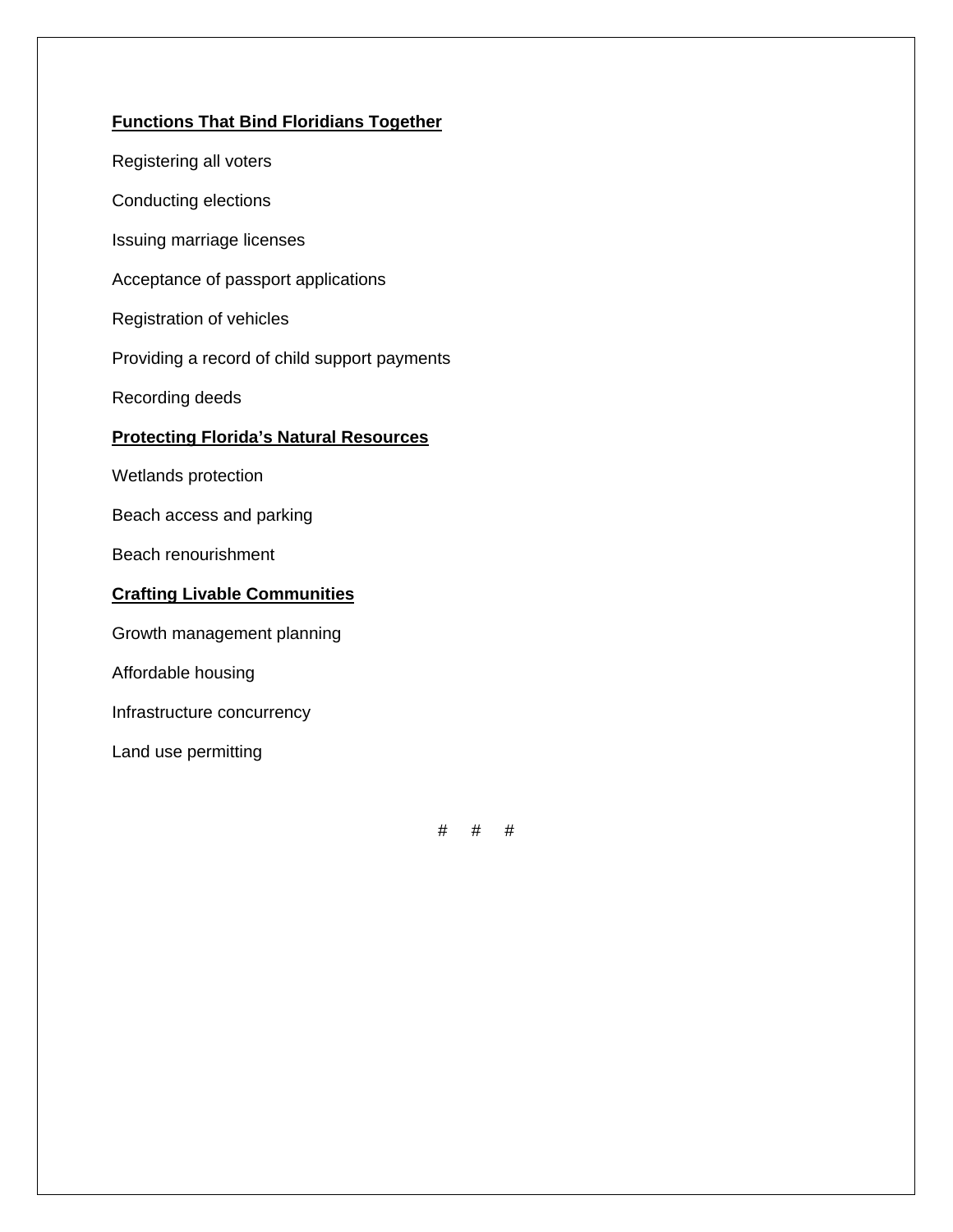**Functions That Bind Floridians Together**

Registering all voters

Conducting elections

Issuing marriage licenses

Acceptance of passport applications

Registration of vehicles

Providing a record of child support payments

Recording deeds

**Protecting Florida's Natural Resources**

Wetlands protection

Beach access and parking

Beach renourishment

**Crafting Livable Communities**

Growth management planning

Affordable housing

Infrastructure concurrency

Land use permitting

# # #